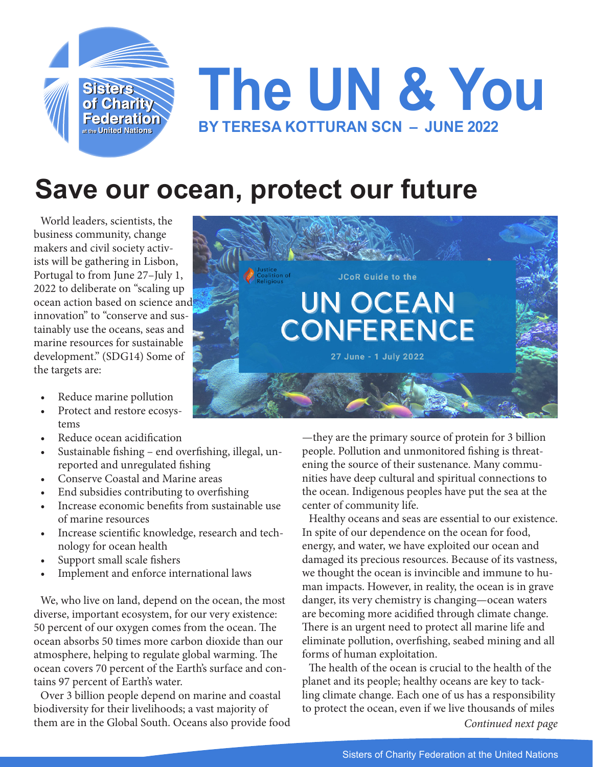# The UN & You

**BY TERESA KOTTURAN SCN – JUNE 2022**

## Save our ocean, protect our future

World leaders, scientists, the business community, change makers and civil society activists will be gathering in Lisbon, Portugal to from June 27–July 1, 2022 to deliberate on "scaling up ocean action based on science and innovation" to "conserve and sustainably use the oceans, seas and marine resources for sustainable development." (SDG14) Some of the targets are:

- Reduce marine pollution
- Protect and restore ecosystems
- Reduce ocean acidification
- Sustainable fishing – end overfishing, illegal, unreported and unregulated fishing
- Conserve Coastal and Marine areas
- End subsidies contributing to overfishing
- Increase economic benefits from sustainable use of marine resources
- Increase scientific knowledge, research and technology for ocean health
- Support small scale fishers
- Implement and enforce international laws

Justice Coalition of Religious

JCoR Guide to the

UN OCEAN CONFERENCE

27 June - 1 July 2022

We, who live on land, depend on the ocean, the most diverse, important ecosystem, for our very existence: 50 percent of our oxygen comes from the ocean. The ocean absorbs 50 times more carbon dioxide than our atmosphere, helping to regulate global warming. The ocean covers 70 percent of the Earth's surface and contains 97 percent of Earth's water.

Over 3 billion people depend on marine and coastal biodiversity for their livelihoods; a vast majority of them are in the Global South. Oceans also provide food—they are the primary source of protein for 3 billion people. Pollution and unmonitored fishing is threatening the source of their sustenance. Many communities have deep cultural and spiritual connections to the ocean. Indigenous peoples have put the sea at the center of community life.

Healthy oceans and seas are essential to our existence. In spite of our dependence on the ocean for food, energy, and water, we have exploited our ocean and damaged its precious resources. Because of its vastness, we thought the ocean is invincible and immune to human impacts. However, in reality, the ocean is in grave danger, its very chemistry is changing—ocean waters are becoming more acidified through climate change. There is an urgent need to protect all marine life and eliminate pollution, overfishing, seabed mining and all forms of human exploitation.

The health of the ocean is crucial to the health of the planet and its people; healthy oceans are key to tackling climate change. Each one of us has a responsibility to protect the ocean, even if we live thousands of miles

*Continued next page*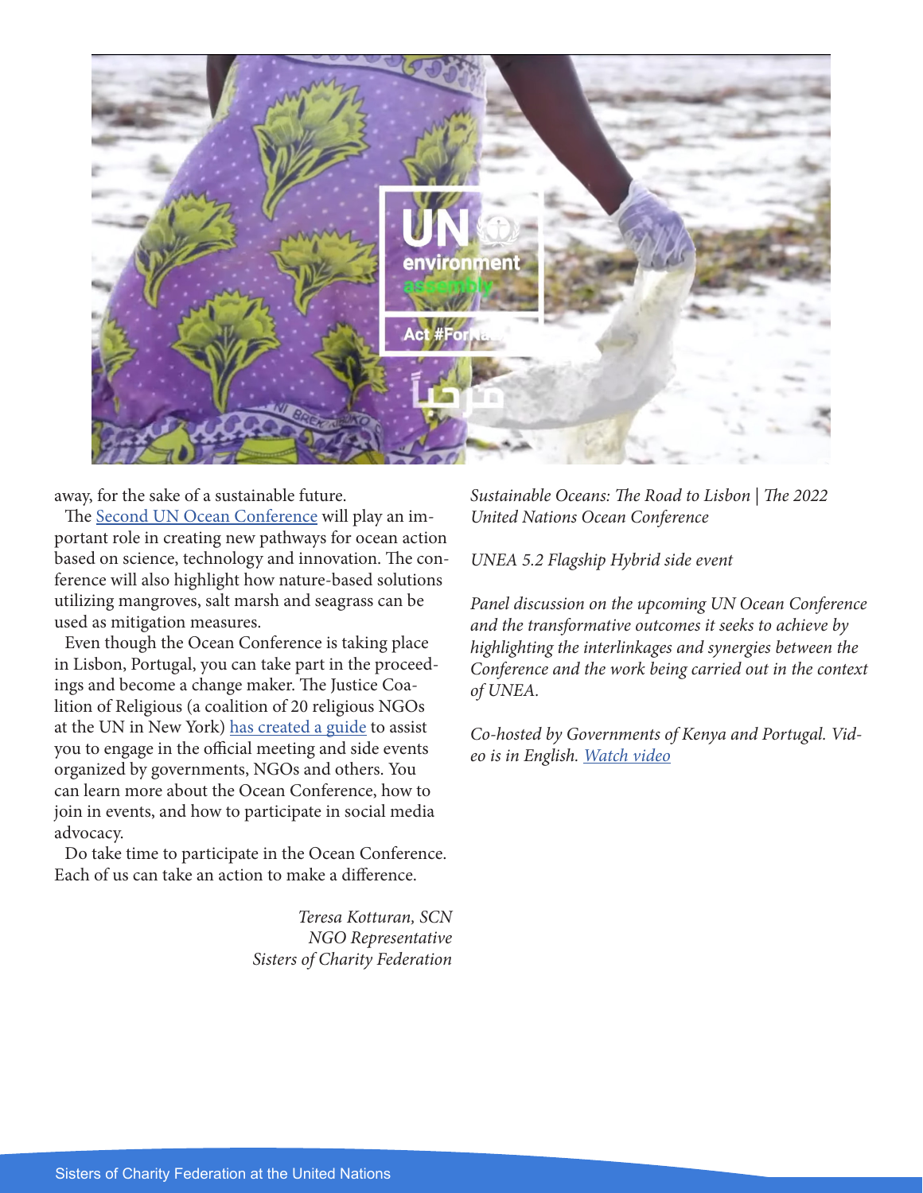away, for the sake of a sustainable future.

The [Second UN Ocean Conference]() will play an important role in creating new pathways for ocean action based on science, technology and innovation. The conference will also highlight how nature-based solutions utilizing mangroves, salt marsh and seagrass can be used as mitigation measures.

Even though the Ocean Conference is taking place in Lisbon, Portugal, you can take part in the proceedings and become a change maker. The Justice Coalition of Religious (a coalition of 20 religious NGOs at the UN in New York) [has created a guide]() to assist you to engage in the official meeting and side events organized by governments, NGOs and others. You can learn more about the Ocean Conference, how to join in events, and how to participate in social media advocacy.

Do take time to participate in the Ocean Conference. Each of us can take an action to make a difference.

*Teresa Kotturan, SCN*
*NGO Representative*
*Sisters of Charity Federation*

*Sustainable Oceans: The Road to Lisbon | The 2022 United Nations Ocean Conference*

*UNEA 5.2 Flagship Hybrid side event*

*Panel discussion on the upcoming UN Ocean Conference and the transformative outcomes it seeks to achieve by highlighting the interlinkages and synergies between the Conference and the work being carried out in the context of UNEA.*

*Co-hosted by Governments of Kenya and Portugal. Video is in English. [Watch video]()*